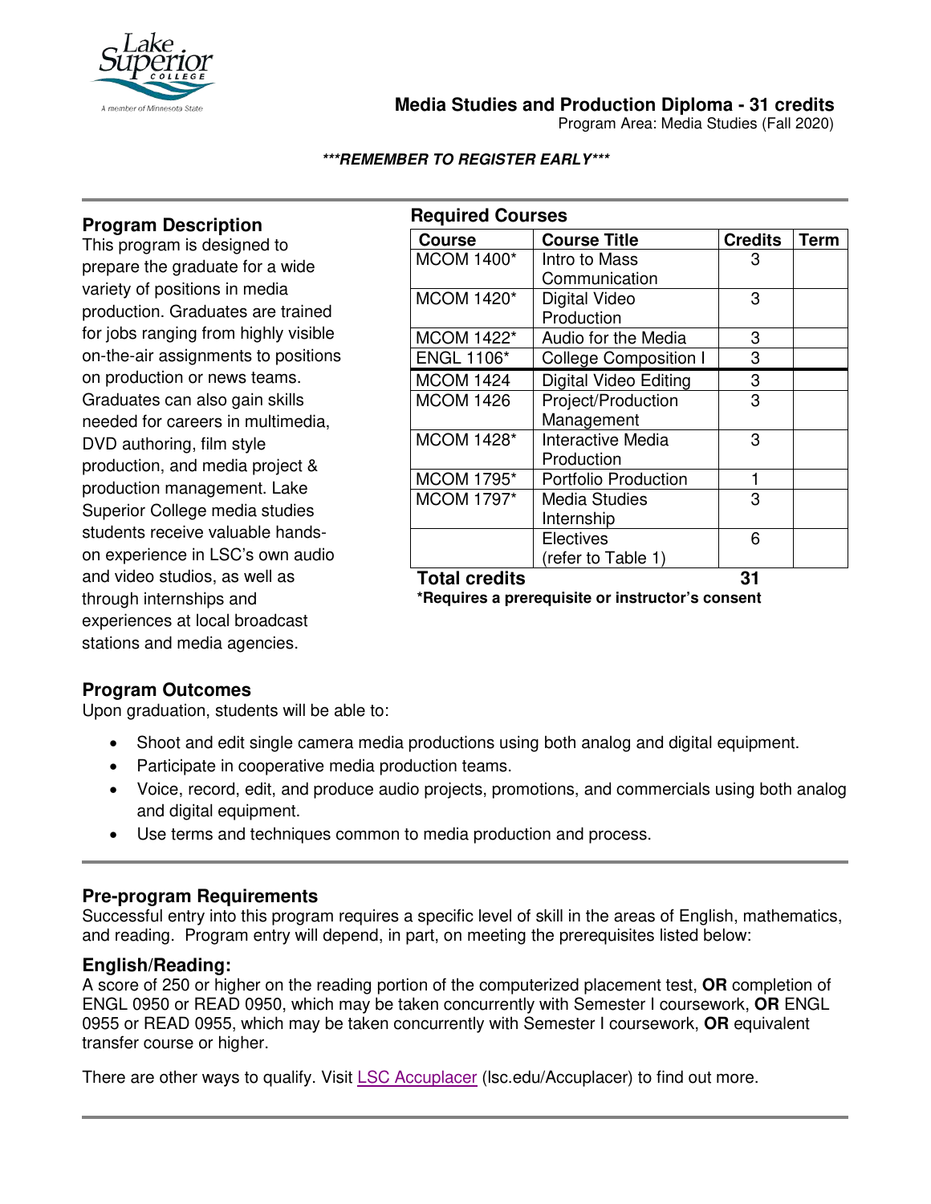# Media Studies and Production Diploma - 31 credits

Program Area: Media Studies (Fall 2020)

***REMEMBER TO REGISTER EARLY***

## Program Description

This program is designed to prepare the graduate for a wide variety of positions in media production. Graduates are trained for jobs ranging from highly visible on-the-air assignments to positions on production or news teams. Graduates can also gain skills needed for careers in multimedia, DVD authoring, film style production, and media project & production management. Lake Superior College media studies students receive valuable hands-on experience in LSC's own audio and video studios, as well as through internships and experiences at local broadcast stations and media agencies.

## Required Courses

| Course | Course Title | Credits | Term |
|---|---|---|---|
| MCOM 1400* | Intro to Mass Communication | 3 | |
| MCOM 1420* | Digital Video Production | 3 | |
| MCOM 1422* | Audio for the Media | 3 | |
| ENGL 1106* | College Composition I | 3 | |
| MCOM 1424 | Digital Video Editing | 3 | |
| MCOM 1426 | Project/Production Management | 3 | |
| MCOM 1428* | Interactive Media Production | 3 | |
| MCOM 1795* | Portfolio Production | 1 | |
| MCOM 1797* | Media Studies Internship | 3 | |
| | Electives (refer to Table 1) | 6 | |
| **Total credits** | | **31** | |

**\*Requires a prerequisite or instructor's consent**

## Program Outcomes

Upon graduation, students will be able to:

- Shoot and edit single camera media productions using both analog and digital equipment.
- Participate in cooperative media production teams.
- Voice, record, edit, and produce audio projects, promotions, and commercials using both analog and digital equipment.
- Use terms and techniques common to media production and process.

## Pre-program Requirements

Successful entry into this program requires a specific level of skill in the areas of English, mathematics, and reading. Program entry will depend, in part, on meeting the prerequisites listed below:

### English/Reading:

A score of 250 or higher on the reading portion of the computerized placement test, **OR** completion of ENGL 0950 or READ 0950, which may be taken concurrently with Semester I coursework, **OR** ENGL 0955 or READ 0955, which may be taken concurrently with Semester I coursework, **OR** equivalent transfer course or higher.

There are other ways to qualify. Visit LSC Accuplacer (lsc.edu/Accuplacer) to find out more.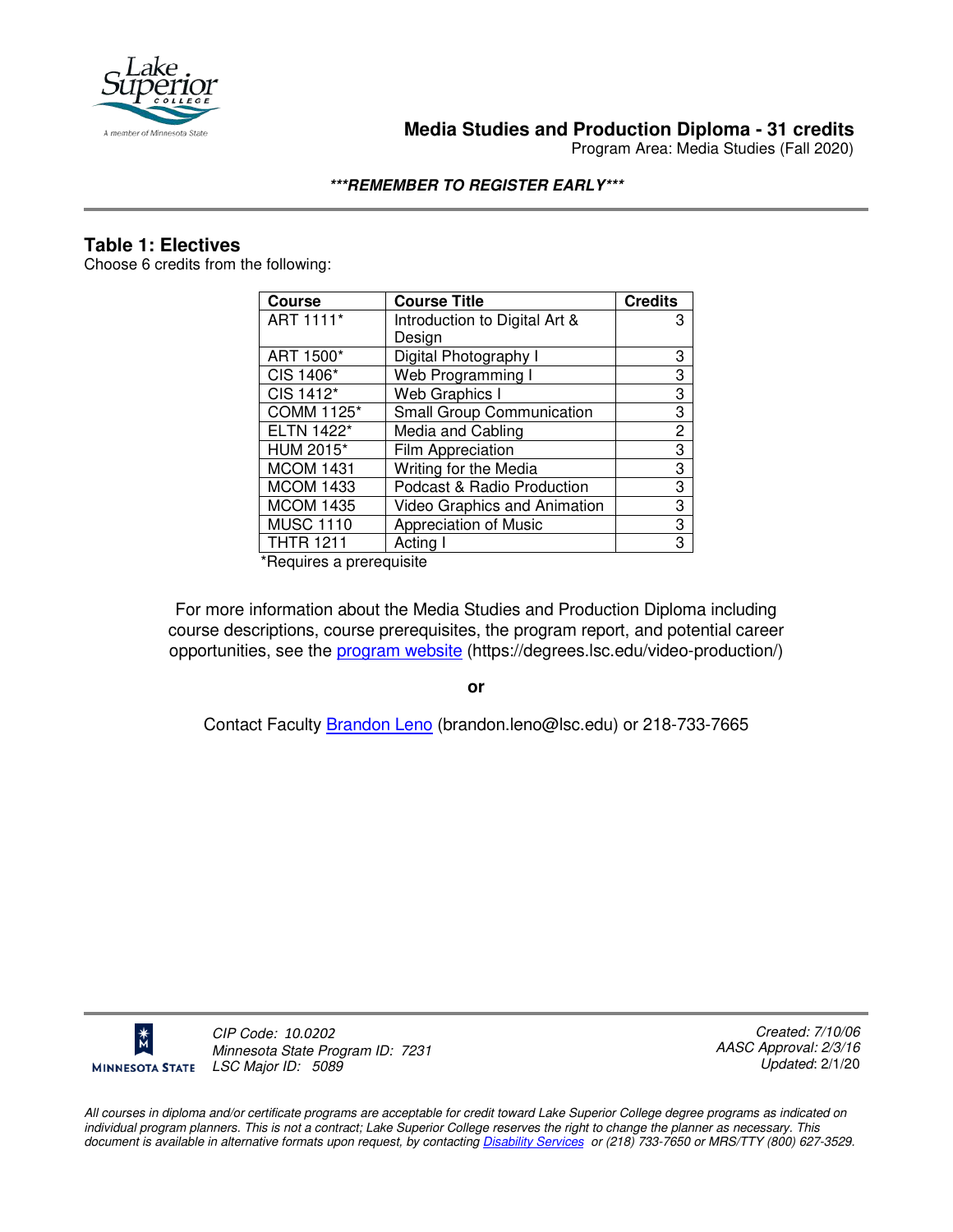## Media Studies and Production Diploma - 31 credits

Program Area: Media Studies (Fall 2020)

***REMEMBER TO REGISTER EARLY***

## Table 1: Electives

Choose 6 credits from the following:

| Course | Course Title | Credits |
|---|---|---|
| ART 1111* | Introduction to Digital Art & Design | 3 |
| ART 1500* | Digital Photography I | 3 |
| CIS 1406* | Web Programming I | 3 |
| CIS 1412* | Web Graphics I | 3 |
| COMM 1125* | Small Group Communication | 3 |
| ELTN 1422* | Media and Cabling | 2 |
| HUM 2015* | Film Appreciation | 3 |
| MCOM 1431 | Writing for the Media | 3 |
| MCOM 1433 | Podcast & Radio Production | 3 |
| MCOM 1435 | Video Graphics and Animation | 3 |
| MUSC 1110 | Appreciation of Music | 3 |
| THTR 1211 | Acting I | 3 |

*Requires a prerequisite

For more information about the Media Studies and Production Diploma including course descriptions, course prerequisites, the program report, and potential career opportunities, see the [program website](https://degrees.lsc.edu/video-production/) (https://degrees.lsc.edu/video-production/)

**or**

Contact Faculty [Brandon Leno](mailto:brandon.leno@lsc.edu) (brandon.leno@lsc.edu) or 218-733-7665

*CIP Code: 10.0202*
*Minnesota State Program ID: 7231*
*LSC Major ID: 5089*

*Created: 7/10/06*
*AASC Approval: 2/3/16*
*Updated: 2/1/20*

*All courses in diploma and/or certificate programs are acceptable for credit toward Lake Superior College degree programs as indicated on individual program planners. This is not a contract; Lake Superior College reserves the right to change the planner as necessary. This document is available in alternative formats upon request, by contacting [Disability Services](#) or (218) 733-7650 or MRS/TTY (800) 627-3529.*